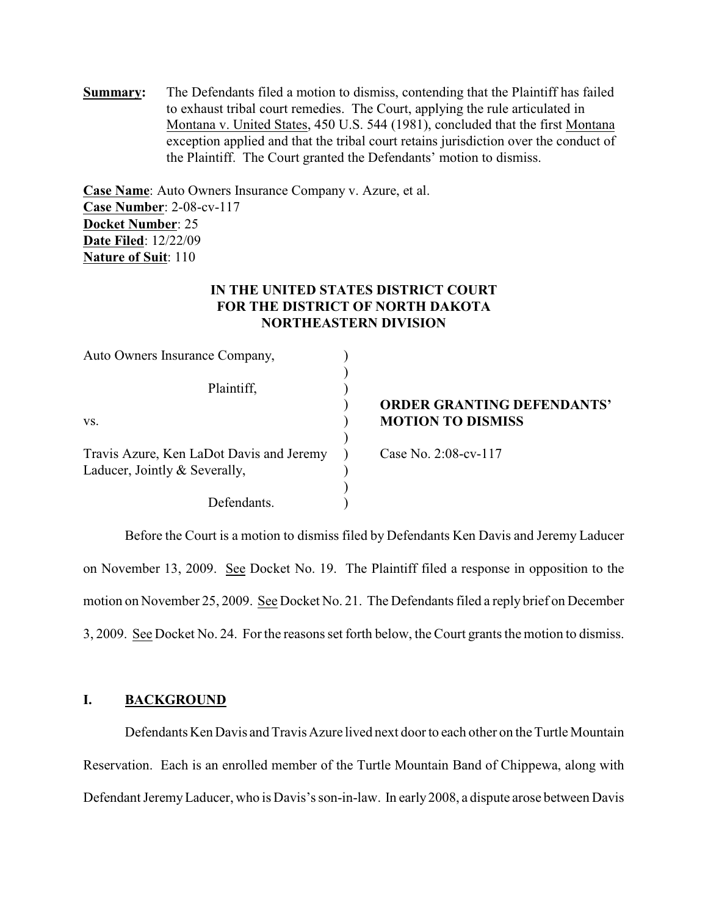**Summary:** The Defendants filed a motion to dismiss, contending that the Plaintiff has failed to exhaust tribal court remedies. The Court, applying the rule articulated in Montana v. United States, 450 U.S. 544 (1981), concluded that the first Montana exception applied and that the tribal court retains jurisdiction over the conduct of the Plaintiff. The Court granted the Defendants' motion to dismiss.

**Case Name**: Auto Owners Insurance Company v. Azure, et al.
**Case Number**: 2-08-cv-117
**Docket Number**: 25
**Date Filed**: 12/22/09
**Nature of Suit**: 110

**IN THE UNITED STATES DISTRICT COURT**
**FOR THE DISTRICT OF NORTH DAKOTA**
**NORTHEASTERN DIVISION**

| | | |
|---|---|---|
| Auto Owners Insurance Company, | ) | |
| | ) | |
| Plaintiff, | ) | |
| | ) | **ORDER GRANTING DEFENDANTS'** |
| vs. | ) | **MOTION TO DISMISS** |
| | ) | |
| Travis Azure, Ken LaDot Davis and Jeremy | ) | Case No. 2:08-cv-117 |
| Laducer, Jointly & Severally, | ) | |
| | ) | |
| Defendants. | ) | |

Before the Court is a motion to dismiss filed by Defendants Ken Davis and Jeremy Laducer on November 13, 2009. See Docket No. 19. The Plaintiff filed a response in opposition to the motion on November 25, 2009. See Docket No. 21. The Defendants filed a reply brief on December 3, 2009. See Docket No. 24. For the reasons set forth below, the Court grants the motion to dismiss.

## I. BACKGROUND

Defendants Ken Davis and Travis Azure lived next door to each other on the Turtle Mountain Reservation. Each is an enrolled member of the Turtle Mountain Band of Chippewa, along with Defendant Jeremy Laducer, who is Davis's son-in-law. In early 2008, a dispute arose between Davis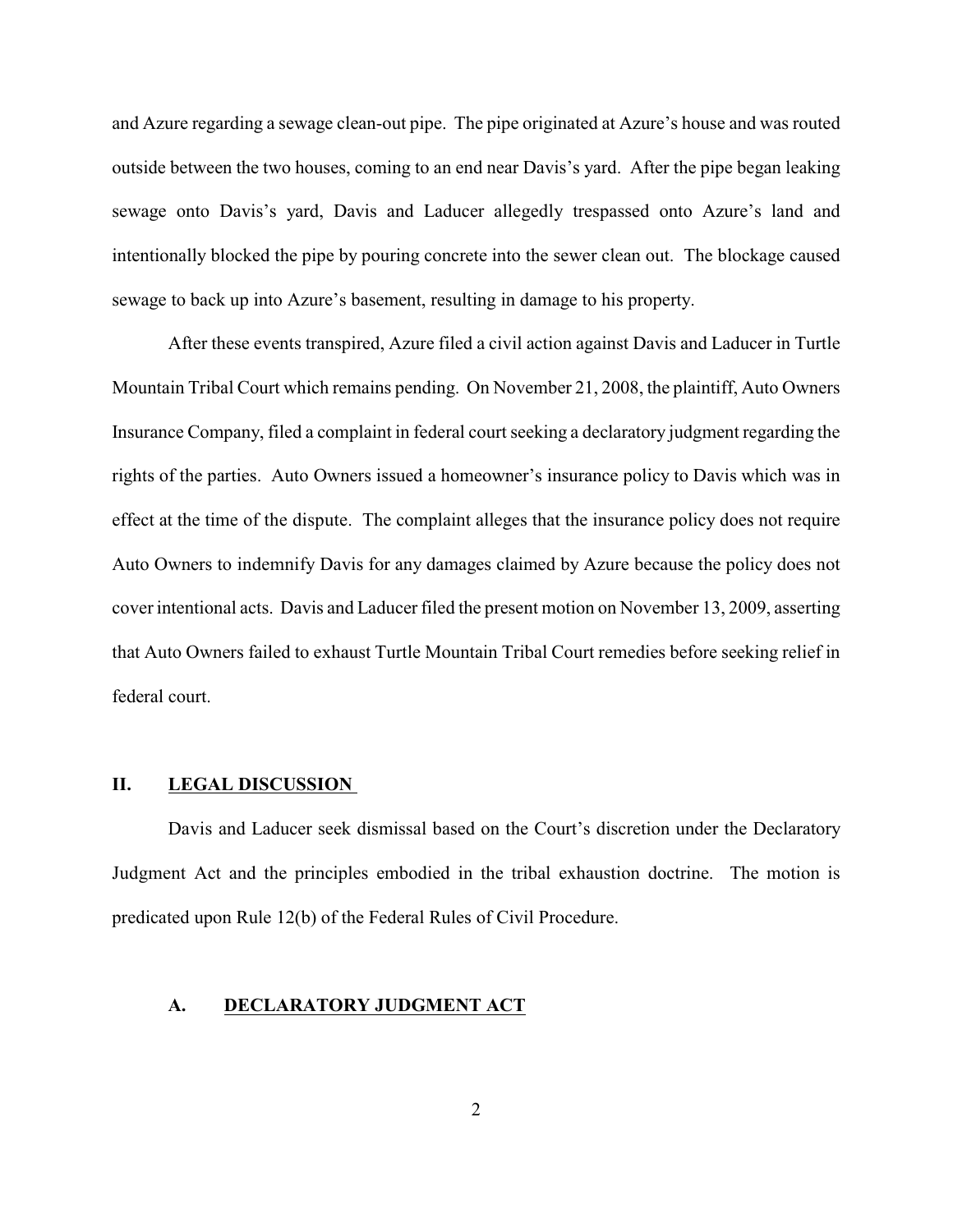and Azure regarding a sewage clean-out pipe. The pipe originated at Azure's house and was routed outside between the two houses, coming to an end near Davis's yard. After the pipe began leaking sewage onto Davis's yard, Davis and Laducer allegedly trespassed onto Azure's land and intentionally blocked the pipe by pouring concrete into the sewer clean out. The blockage caused sewage to back up into Azure's basement, resulting in damage to his property.

After these events transpired, Azure filed a civil action against Davis and Laducer in Turtle Mountain Tribal Court which remains pending. On November 21, 2008, the plaintiff, Auto Owners Insurance Company, filed a complaint in federal court seeking a declaratory judgment regarding the rights of the parties. Auto Owners issued a homeowner's insurance policy to Davis which was in effect at the time of the dispute. The complaint alleges that the insurance policy does not require Auto Owners to indemnify Davis for any damages claimed by Azure because the policy does not cover intentional acts. Davis and Laducer filed the present motion on November 13, 2009, asserting that Auto Owners failed to exhaust Turtle Mountain Tribal Court remedies before seeking relief in federal court.

## II. LEGAL DISCUSSION

Davis and Laducer seek dismissal based on the Court's discretion under the Declaratory Judgment Act and the principles embodied in the tribal exhaustion doctrine. The motion is predicated upon Rule 12(b) of the Federal Rules of Civil Procedure.

### A. DECLARATORY JUDGMENT ACT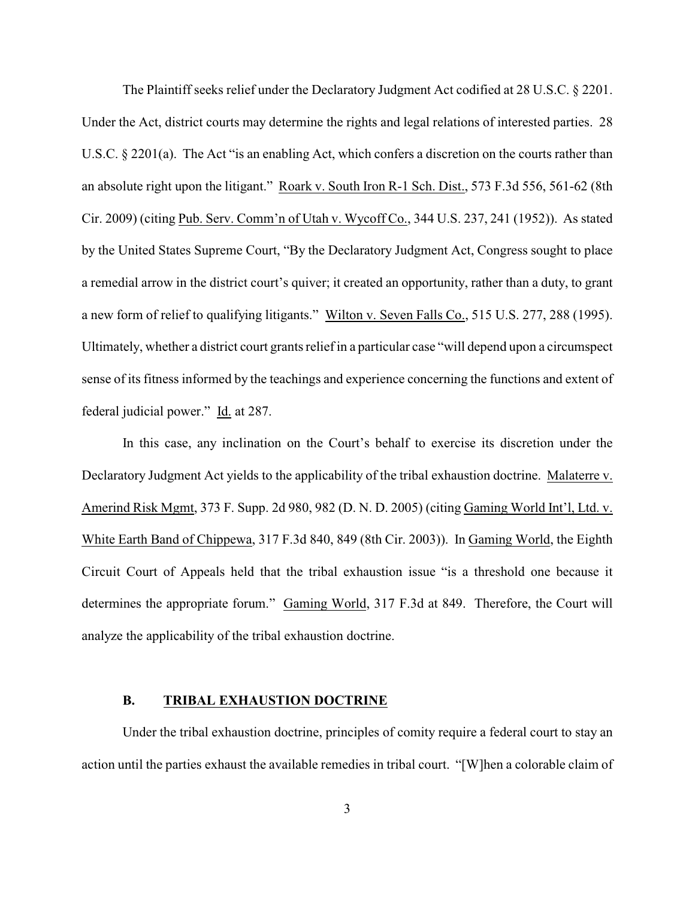The Plaintiff seeks relief under the Declaratory Judgment Act codified at 28 U.S.C. § 2201. Under the Act, district courts may determine the rights and legal relations of interested parties. 28 U.S.C. § 2201(a). The Act "is an enabling Act, which confers a discretion on the courts rather than an absolute right upon the litigant." Roark v. South Iron R-1 Sch. Dist., 573 F.3d 556, 561-62 (8th Cir. 2009) (citing Pub. Serv. Comm'n of Utah v. Wycoff Co., 344 U.S. 237, 241 (1952)). As stated by the United States Supreme Court, "By the Declaratory Judgment Act, Congress sought to place a remedial arrow in the district court's quiver; it created an opportunity, rather than a duty, to grant a new form of relief to qualifying litigants." Wilton v. Seven Falls Co., 515 U.S. 277, 288 (1995). Ultimately, whether a district court grants relief in a particular case "will depend upon a circumspect sense of its fitness informed by the teachings and experience concerning the functions and extent of federal judicial power." Id. at 287.

In this case, any inclination on the Court's behalf to exercise its discretion under the Declaratory Judgment Act yields to the applicability of the tribal exhaustion doctrine. Malaterre v. Amerind Risk Mgmt, 373 F. Supp. 2d 980, 982 (D. N. D. 2005) (citing Gaming World Int'l, Ltd. v. White Earth Band of Chippewa, 317 F.3d 840, 849 (8th Cir. 2003)). In Gaming World, the Eighth Circuit Court of Appeals held that the tribal exhaustion issue "is a threshold one because it determines the appropriate forum." Gaming World, 317 F.3d at 849. Therefore, the Court will analyze the applicability of the tribal exhaustion doctrine.

### B. TRIBAL EXHAUSTION DOCTRINE

Under the tribal exhaustion doctrine, principles of comity require a federal court to stay an action until the parties exhaust the available remedies in tribal court. "[W]hen a colorable claim of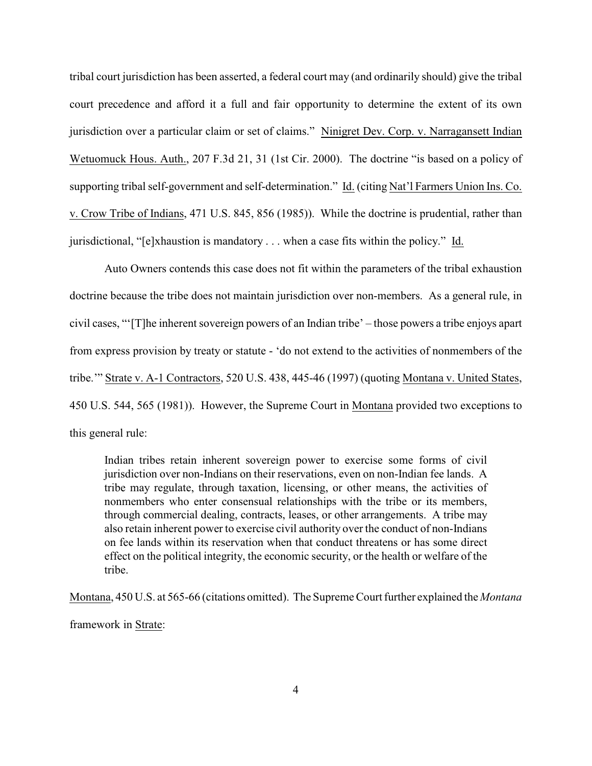tribal court jurisdiction has been asserted, a federal court may (and ordinarily should) give the tribal court precedence and afford it a full and fair opportunity to determine the extent of its own jurisdiction over a particular claim or set of claims." Ninigret Dev. Corp. v. Narragansett Indian Wetuomuck Hous. Auth., 207 F.3d 21, 31 (1st Cir. 2000). The doctrine "is based on a policy of supporting tribal self-government and self-determination." Id. (citing Nat'l Farmers Union Ins. Co. v. Crow Tribe of Indians, 471 U.S. 845, 856 (1985)). While the doctrine is prudential, rather than jurisdictional, "[e]xhaustion is mandatory . . . when a case fits within the policy." Id.

Auto Owners contends this case does not fit within the parameters of the tribal exhaustion doctrine because the tribe does not maintain jurisdiction over non-members. As a general rule, in civil cases, "'[T]he inherent sovereign powers of an Indian tribe' – those powers a tribe enjoys apart from express provision by treaty or statute - 'do not extend to the activities of nonmembers of the tribe.'" Strate v. A-1 Contractors, 520 U.S. 438, 445-46 (1997) (quoting Montana v. United States, 450 U.S. 544, 565 (1981)). However, the Supreme Court in Montana provided two exceptions to this general rule:

> Indian tribes retain inherent sovereign power to exercise some forms of civil jurisdiction over non-Indians on their reservations, even on non-Indian fee lands. A tribe may regulate, through taxation, licensing, or other means, the activities of nonmembers who enter consensual relationships with the tribe or its members, through commercial dealing, contracts, leases, or other arrangements. A tribe may also retain inherent power to exercise civil authority over the conduct of non-Indians on fee lands within its reservation when that conduct threatens or has some direct effect on the political integrity, the economic security, or the health or welfare of the tribe.

Montana, 450 U.S. at 565-66 (citations omitted). The Supreme Court further explained the *Montana* framework in Strate: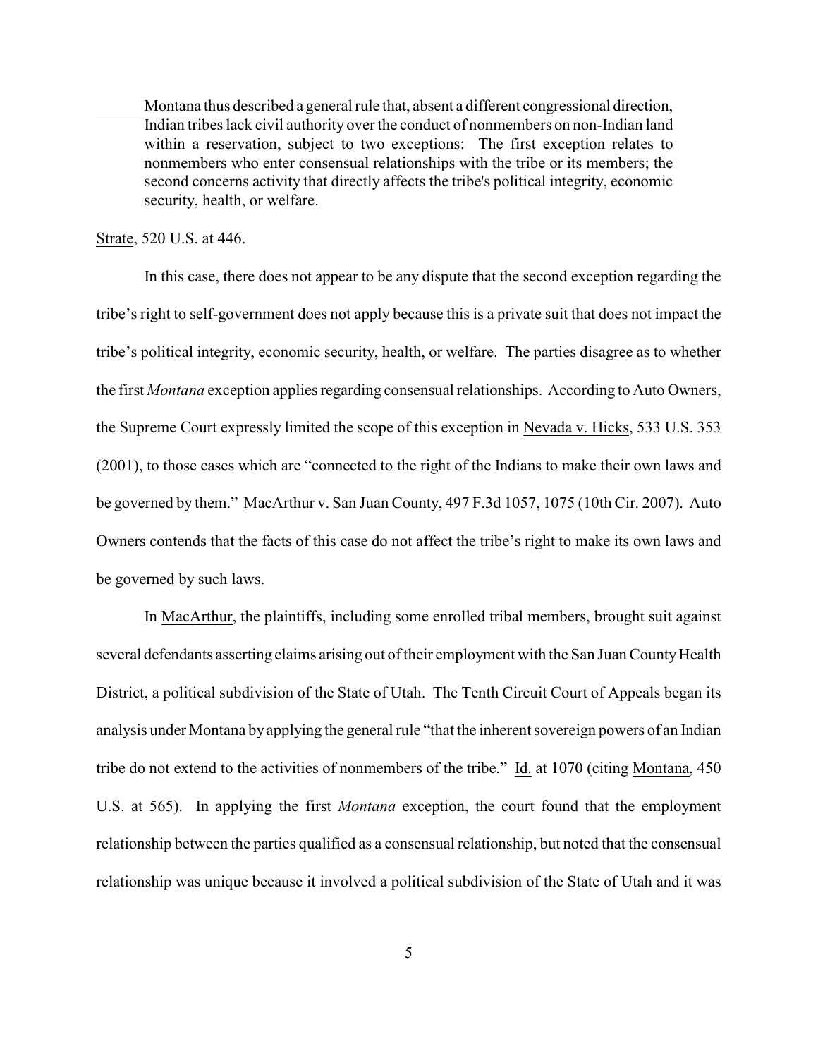> Montana thus described a general rule that, absent a different congressional direction, Indian tribes lack civil authority over the conduct of nonmembers on non-Indian land within a reservation, subject to two exceptions: The first exception relates to nonmembers who enter consensual relationships with the tribe or its members; the second concerns activity that directly affects the tribe's political integrity, economic security, health, or welfare.

Strate, 520 U.S. at 446.

In this case, there does not appear to be any dispute that the second exception regarding the tribe's right to self-government does not apply because this is a private suit that does not impact the tribe's political integrity, economic security, health, or welfare. The parties disagree as to whether the first *Montana* exception applies regarding consensual relationships. According to Auto Owners, the Supreme Court expressly limited the scope of this exception in Nevada v. Hicks, 533 U.S. 353 (2001), to those cases which are "connected to the right of the Indians to make their own laws and be governed by them." MacArthur v. San Juan County, 497 F.3d 1057, 1075 (10th Cir. 2007). Auto Owners contends that the facts of this case do not affect the tribe's right to make its own laws and be governed by such laws.

In MacArthur, the plaintiffs, including some enrolled tribal members, brought suit against several defendants asserting claims arising out of their employment with the San Juan County Health District, a political subdivision of the State of Utah. The Tenth Circuit Court of Appeals began its analysis under Montana by applying the general rule "that the inherent sovereign powers of an Indian tribe do not extend to the activities of nonmembers of the tribe." Id. at 1070 (citing Montana, 450 U.S. at 565). In applying the first *Montana* exception, the court found that the employment relationship between the parties qualified as a consensual relationship, but noted that the consensual relationship was unique because it involved a political subdivision of the State of Utah and it was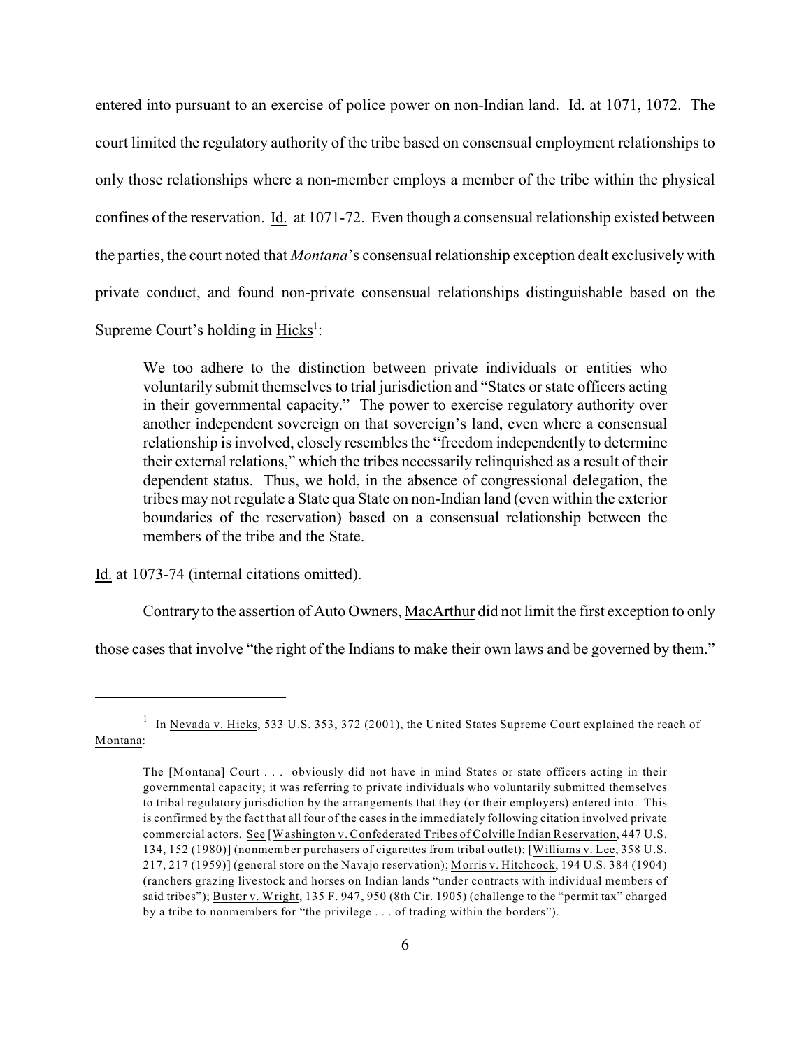entered into pursuant to an exercise of police power on non-Indian land. Id. at 1071, 1072. The court limited the regulatory authority of the tribe based on consensual employment relationships to only those relationships where a non-member employs a member of the tribe within the physical confines of the reservation. Id. at 1071-72. Even though a consensual relationship existed between the parties, the court noted that *Montana*'s consensual relationship exception dealt exclusively with private conduct, and found non-private consensual relationships distinguishable based on the Supreme Court's holding in Hicks[1]:

> We too adhere to the distinction between private individuals or entities who voluntarily submit themselves to trial jurisdiction and "States or state officers acting in their governmental capacity." The power to exercise regulatory authority over another independent sovereign on that sovereign's land, even where a consensual relationship is involved, closely resembles the "freedom independently to determine their external relations," which the tribes necessarily relinquished as a result of their dependent status. Thus, we hold, in the absence of congressional delegation, the tribes may not regulate a State qua State on non-Indian land (even within the exterior boundaries of the reservation) based on a consensual relationship between the members of the tribe and the State.

Id. at 1073-74 (internal citations omitted).

Contrary to the assertion of Auto Owners, MacArthur did not limit the first exception to only those cases that involve "the right of the Indians to make their own laws and be governed by them."

---

[1] In Nevada v. Hicks, 533 U.S. 353, 372 (2001), the United States Supreme Court explained the reach of Montana:

> The [Montana] Court . . . obviously did not have in mind States or state officers acting in their governmental capacity; it was referring to private individuals who voluntarily submitted themselves to tribal regulatory jurisdiction by the arrangements that they (or their employers) entered into. This is confirmed by the fact that all four of the cases in the immediately following citation involved private commercial actors. See [Washington v. Confederated Tribes of Colville Indian Reservation, 447 U.S. 134, 152 (1980)] (nonmember purchasers of cigarettes from tribal outlet); [Williams v. Lee, 358 U.S. 217, 217 (1959)] (general store on the Navajo reservation); Morris v. Hitchcock, 194 U.S. 384 (1904) (ranchers grazing livestock and horses on Indian lands "under contracts with individual members of said tribes"); Buster v. Wright, 135 F. 947, 950 (8th Cir. 1905) (challenge to the "permit tax" charged by a tribe to nonmembers for "the privilege . . . of trading within the borders").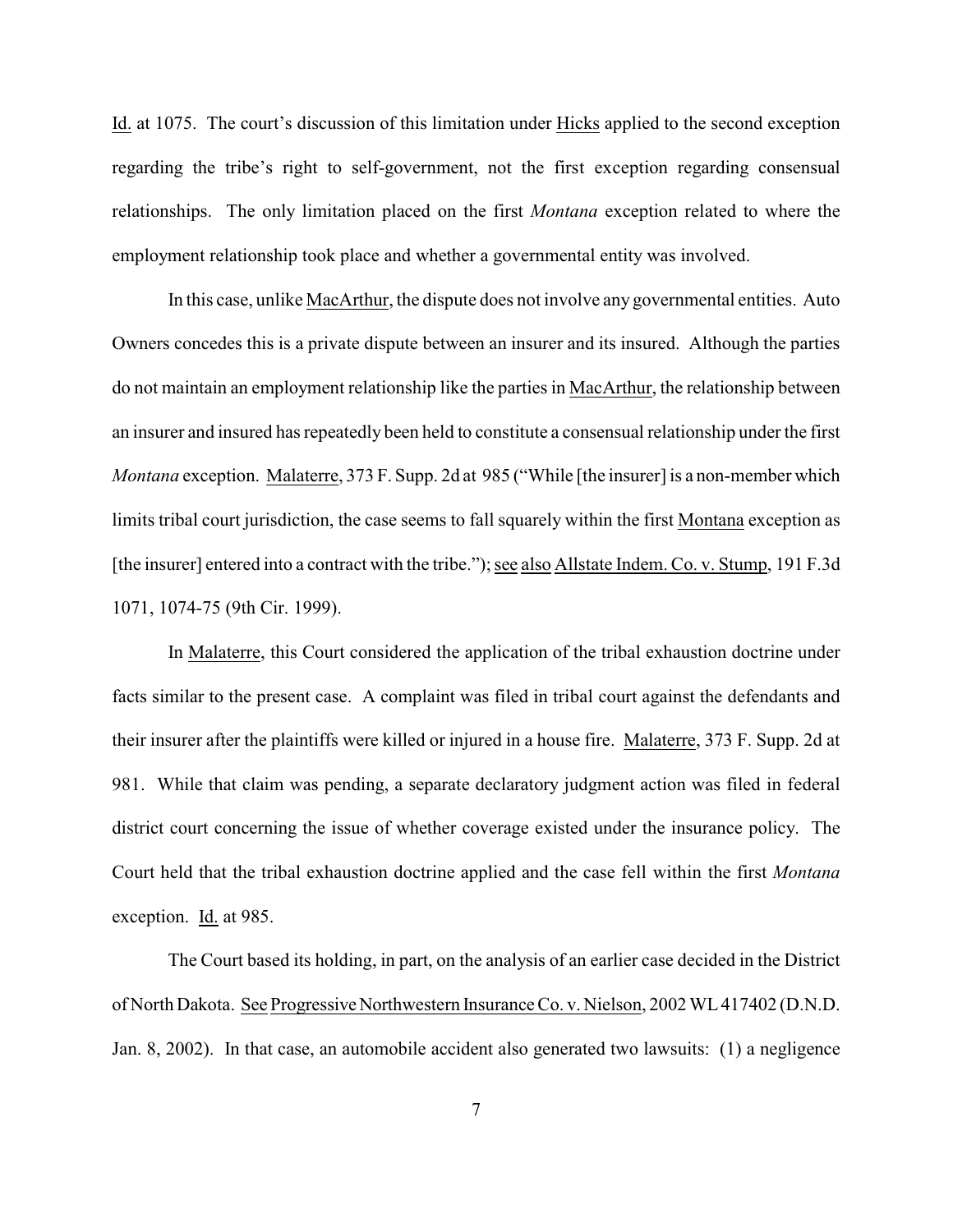Id. at 1075. The court's discussion of this limitation under Hicks applied to the second exception regarding the tribe's right to self-government, not the first exception regarding consensual relationships. The only limitation placed on the first *Montana* exception related to where the employment relationship took place and whether a governmental entity was involved.

In this case, unlike MacArthur, the dispute does not involve any governmental entities. Auto Owners concedes this is a private dispute between an insurer and its insured. Although the parties do not maintain an employment relationship like the parties in MacArthur, the relationship between an insurer and insured has repeatedly been held to constitute a consensual relationship under the first *Montana* exception. Malaterre, 373 F. Supp. 2d at 985 ("While [the insurer] is a non-member which limits tribal court jurisdiction, the case seems to fall squarely within the first Montana exception as [the insurer] entered into a contract with the tribe."); see also Allstate Indem. Co. v. Stump, 191 F.3d 1071, 1074-75 (9th Cir. 1999).

In Malaterre, this Court considered the application of the tribal exhaustion doctrine under facts similar to the present case. A complaint was filed in tribal court against the defendants and their insurer after the plaintiffs were killed or injured in a house fire. Malaterre, 373 F. Supp. 2d at 981. While that claim was pending, a separate declaratory judgment action was filed in federal district court concerning the issue of whether coverage existed under the insurance policy. The Court held that the tribal exhaustion doctrine applied and the case fell within the first *Montana* exception. Id. at 985.

The Court based its holding, in part, on the analysis of an earlier case decided in the District of North Dakota. See Progressive Northwestern Insurance Co. v. Nielson, 2002 WL 417402 (D.N.D. Jan. 8, 2002). In that case, an automobile accident also generated two lawsuits: (1) a negligence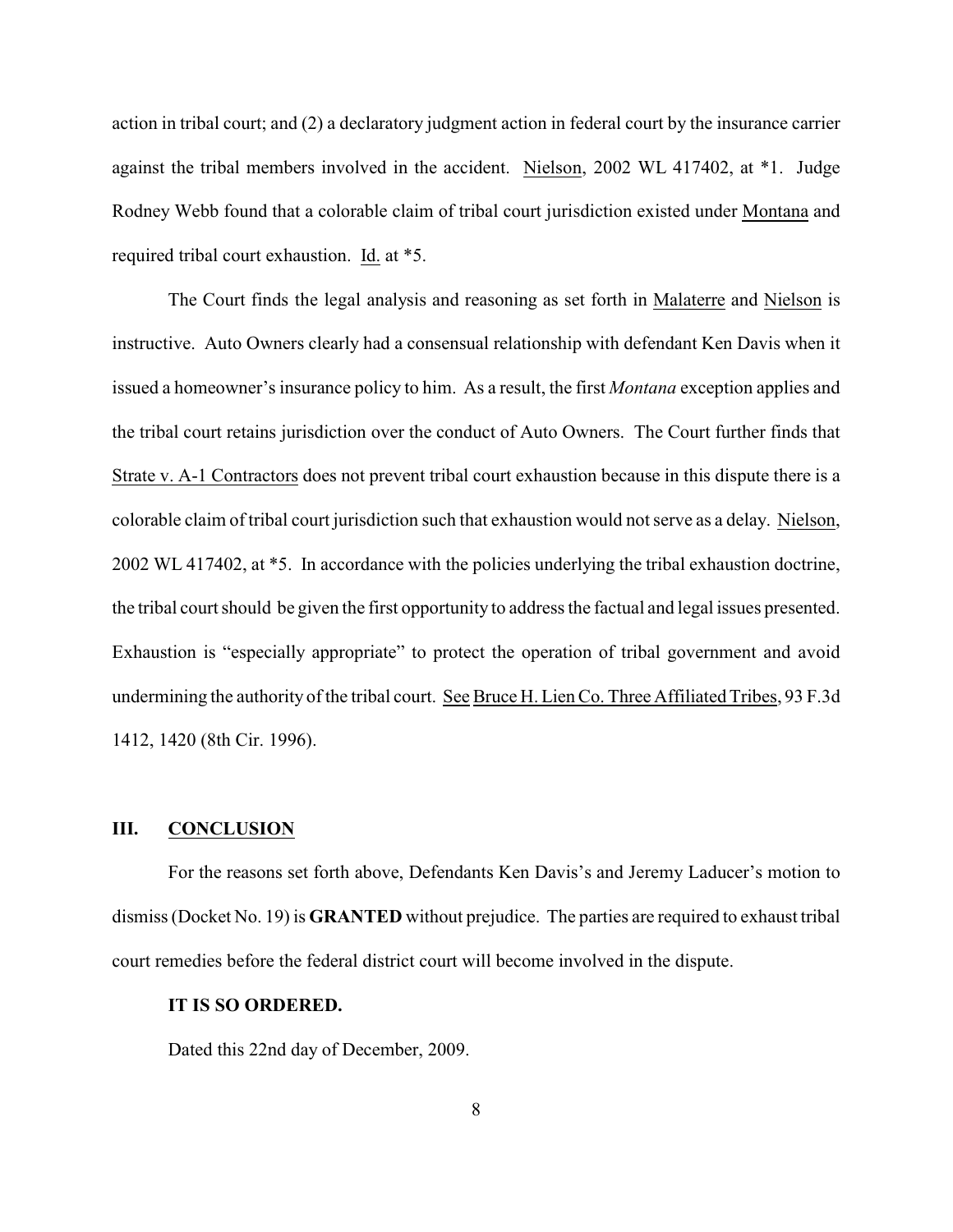action in tribal court; and (2) a declaratory judgment action in federal court by the insurance carrier against the tribal members involved in the accident. Nielson, 2002 WL 417402, at *1. Judge Rodney Webb found that a colorable claim of tribal court jurisdiction existed under Montana and required tribal court exhaustion. Id. at *5.

The Court finds the legal analysis and reasoning as set forth in Malaterre and Nielson is instructive. Auto Owners clearly had a consensual relationship with defendant Ken Davis when it issued a homeowner's insurance policy to him. As a result, the first *Montana* exception applies and the tribal court retains jurisdiction over the conduct of Auto Owners. The Court further finds that Strate v. A-1 Contractors does not prevent tribal court exhaustion because in this dispute there is a colorable claim of tribal court jurisdiction such that exhaustion would not serve as a delay. Nielson, 2002 WL 417402, at *5. In accordance with the policies underlying the tribal exhaustion doctrine, the tribal court should be given the first opportunity to address the factual and legal issues presented. Exhaustion is "especially appropriate" to protect the operation of tribal government and avoid undermining the authority of the tribal court. See Bruce H. Lien Co. Three Affiliated Tribes, 93 F.3d 1412, 1420 (8th Cir. 1996).

## III. CONCLUSION

For the reasons set forth above, Defendants Ken Davis's and Jeremy Laducer's motion to dismiss (Docket No. 19) is **GRANTED** without prejudice. The parties are required to exhaust tribal court remedies before the federal district court will become involved in the dispute.

**IT IS SO ORDERED.**

Dated this 22nd day of December, 2009.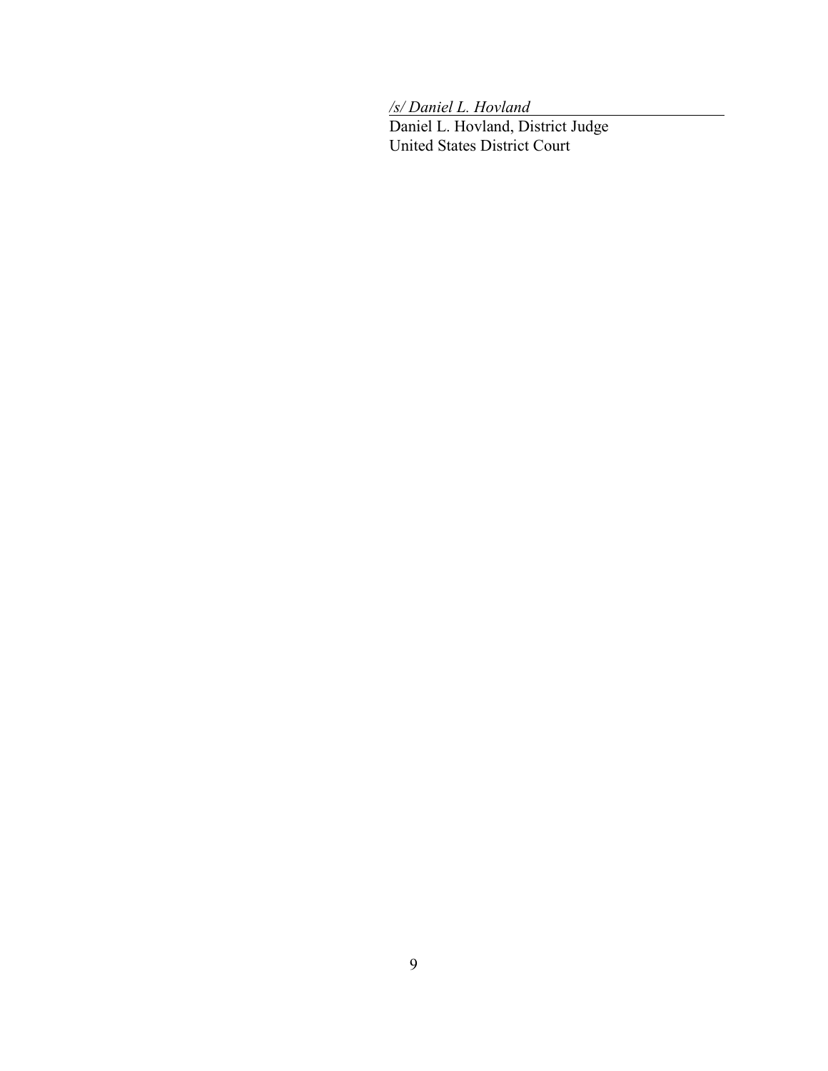*/s/ Daniel L. Hovland*

Daniel L. Hovland, District Judge
United States District Court